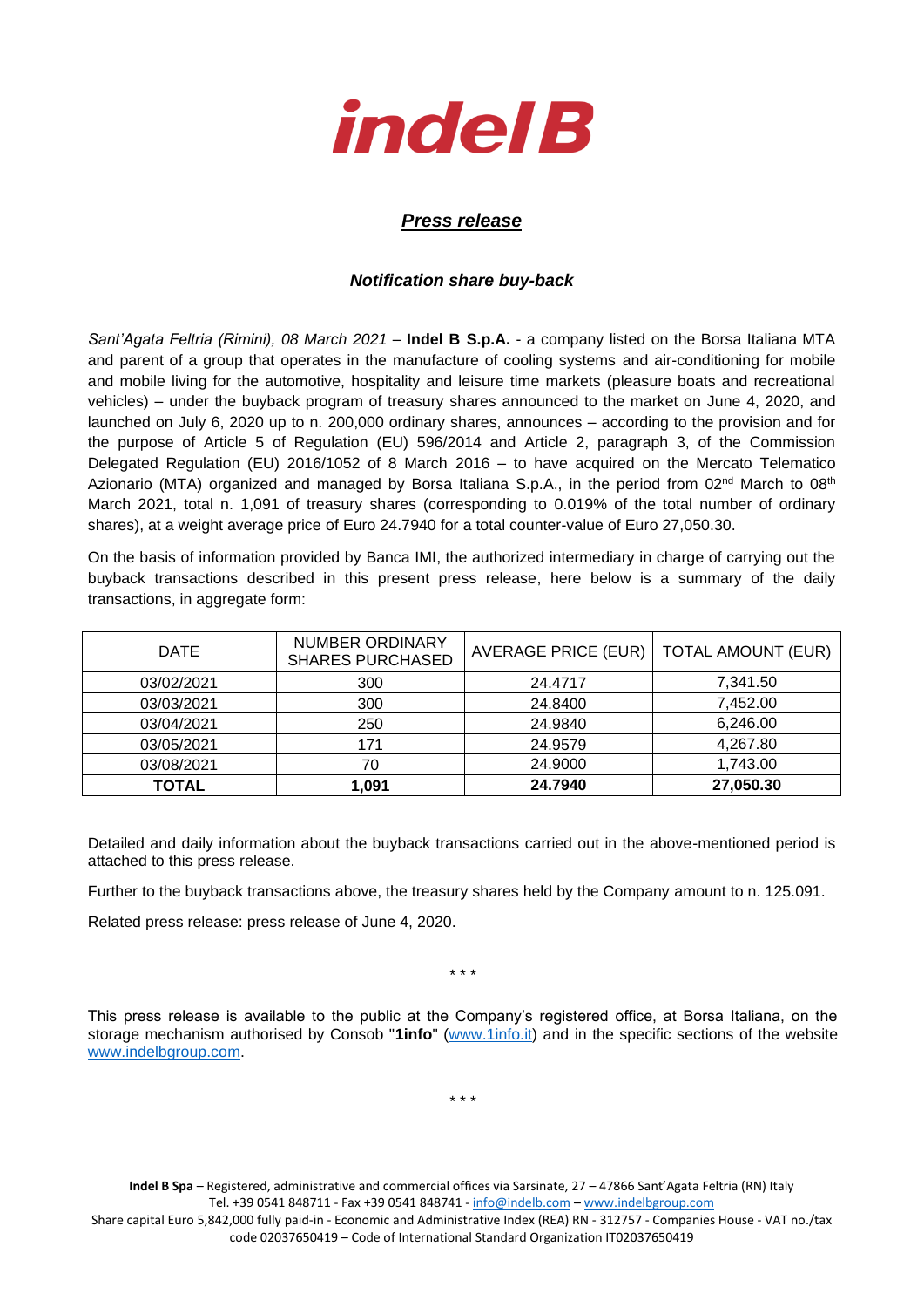# indelB

## *Press release*

### *Notification share buy-back*

*Sant'Agata Feltria (Rimini), 08 March 2021* – **Indel B S.p.A.** - a company listed on the Borsa Italiana MTA and parent of a group that operates in the manufacture of cooling systems and air-conditioning for mobile and mobile living for the automotive, hospitality and leisure time markets (pleasure boats and recreational vehicles) – under the buyback program of treasury shares announced to the market on June 4, 2020, and launched on July 6, 2020 up to n. 200,000 ordinary shares, announces – according to the provision and for the purpose of Article 5 of Regulation (EU) 596/2014 and Article 2, paragraph 3, of the Commission Delegated Regulation (EU) 2016/1052 of 8 March 2016 – to have acquired on the Mercato Telematico Azionario (MTA) organized and managed by Borsa Italiana S.p.A., in the period from 02nd March to 08th March 2021, total n. 1,091 of treasury shares (corresponding to 0.019% of the total number of ordinary shares), at a weight average price of Euro 24.7940 for a total counter-value of Euro 27,050.30.

On the basis of information provided by Banca IMI, the authorized intermediary in charge of carrying out the buyback transactions described in this present press release, here below is a summary of the daily transactions, in aggregate form:

| DATE | NUMBER ORDINARY SHARES PURCHASED | AVERAGE PRICE (EUR) | TOTAL AMOUNT (EUR) |
|---|---|---|---|
| 03/02/2021 | 300 | 24.4717 | 7,341.50 |
| 03/03/2021 | 300 | 24.8400 | 7,452.00 |
| 03/04/2021 | 250 | 24.9840 | 6,246.00 |
| 03/05/2021 | 171 | 24.9579 | 4,267.80 |
| 03/08/2021 | 70 | 24.9000 | 1,743.00 |
| **TOTAL** | **1,091** | **24.7940** | **27,050.30** |

Detailed and daily information about the buyback transactions carried out in the above-mentioned period is attached to this press release.

Further to the buyback transactions above, the treasury shares held by the Company amount to n. 125.091.

Related press release: press release of June 4, 2020.

\* \* \*

This press release is available to the public at the Company's registered office, at Borsa Italiana, on the storage mechanism authorised by Consob "**1info**" (www.1info.it) and in the specific sections of the website www.indelbgroup.com.

\* \* \*

**Indel B Spa** – Registered, administrative and commercial offices via Sarsinate, 27 – 47866 Sant'Agata Feltria (RN) Italy
Tel. +39 0541 848711 - Fax +39 0541 848741 - info@indelb.com – www.indelbgroup.com
Share capital Euro 5,842,000 fully paid-in - Economic and Administrative Index (REA) RN - 312757 - Companies House - VAT no./tax code 02037650419 – Code of International Standard Organization IT02037650419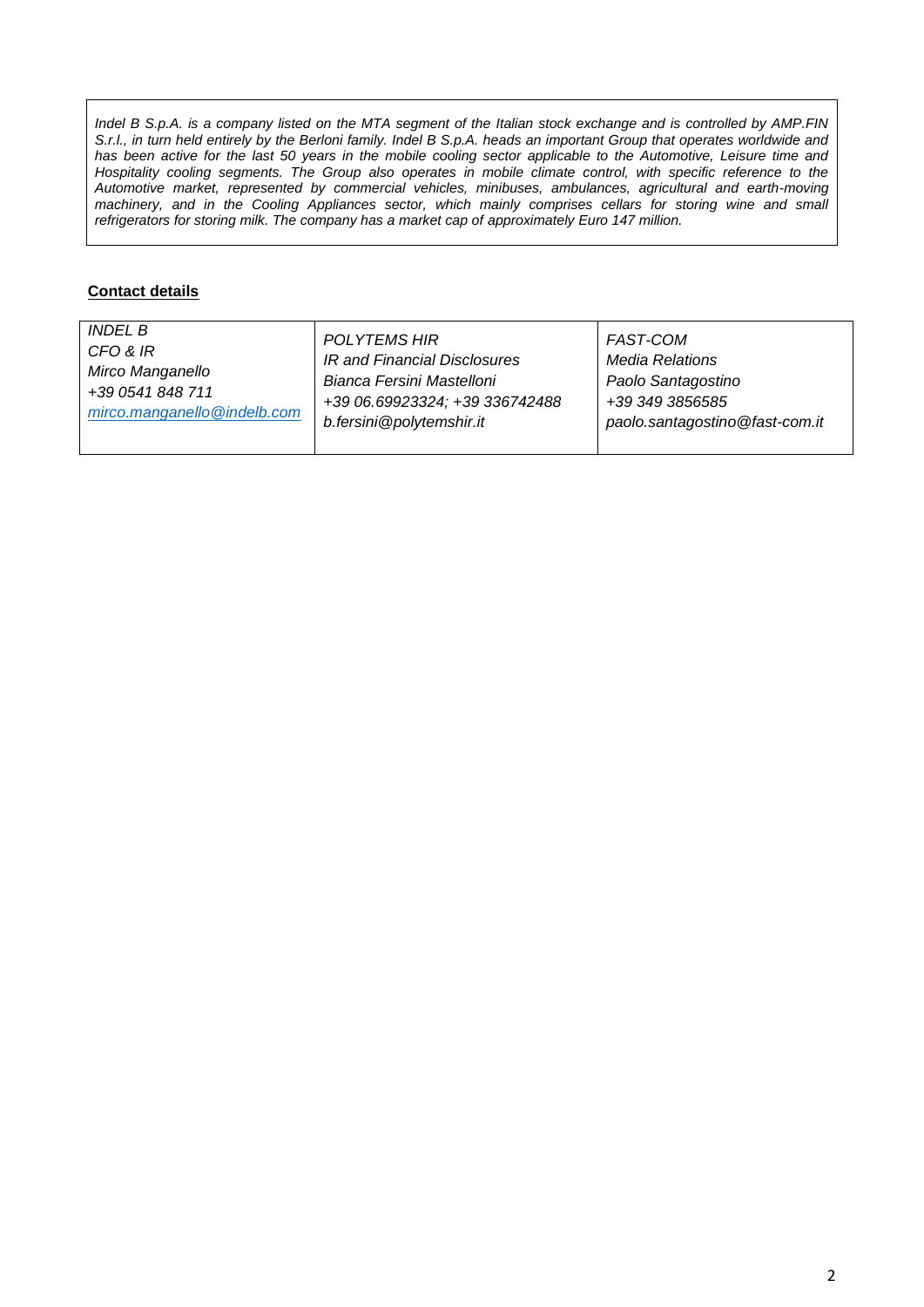*Indel B S.p.A. is a company listed on the MTA segment of the Italian stock exchange and is controlled by AMP.FIN S.r.l., in turn held entirely by the Berloni family. Indel B S.p.A. heads an important Group that operates worldwide and has been active for the last 50 years in the mobile cooling sector applicable to the Automotive, Leisure time and Hospitality cooling segments. The Group also operates in mobile climate control, with specific reference to the Automotive market, represented by commercial vehicles, minibuses, ambulances, agricultural and earth-moving machinery, and in the Cooling Appliances sector, which mainly comprises cellars for storing wine and small refrigerators for storing milk. The company has a market cap of approximately Euro 147 million.*

**Contact details**

| *INDEL B*<br>*CFO & IR*<br>*Mirco Manganello*<br>*+39 0541 848 711*<br>*mirco.manganello@indelb.com* | *POLYTEMS HIR*<br>*IR and Financial Disclosures*<br>*Bianca Fersini Mastelloni*<br>*+39 06.69923324; +39 336742488*<br>*b.fersini@polytemshir.it* | *FAST-COM*<br>*Media Relations*<br>*Paolo Santagostino*<br>*+39 349 3856585*<br>*paolo.santagostino@fast-com.it* |
|---|---|---|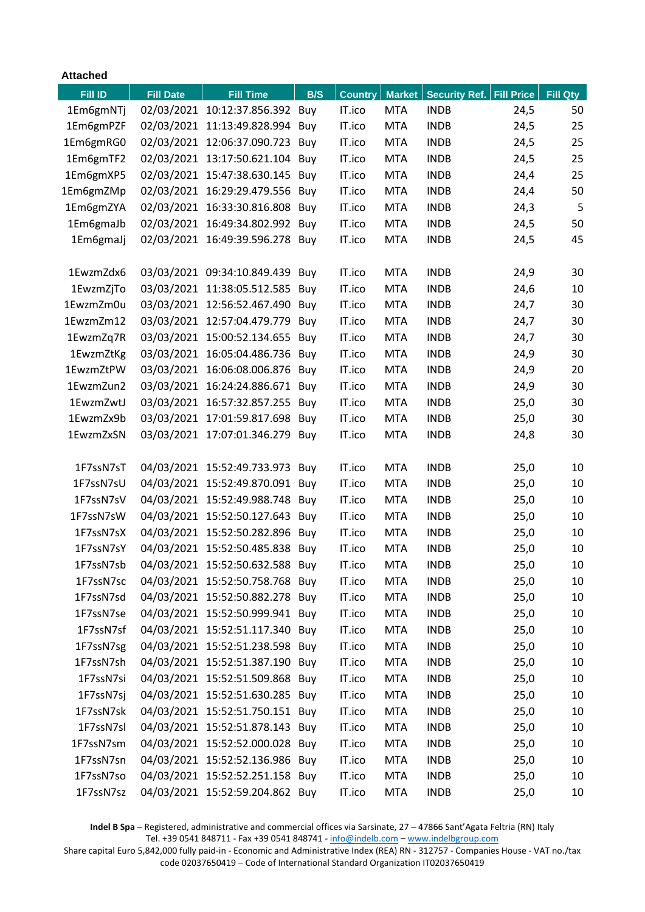**Attached**

| Fill ID | Fill Date | Fill Time | B/S | Country | Market | Security Ref. | Fill Price | Fill Qty |
|---|---|---|---|---|---|---|---|---|
| 1Em6gmNTj | 02/03/2021 | 10:12:37.856.392 | Buy | IT.ico | MTA | INDB | 24,5 | 50 |
| 1Em6gmPZF | 02/03/2021 | 11:13:49.828.994 | Buy | IT.ico | MTA | INDB | 24,5 | 25 |
| 1Em6gmRG0 | 02/03/2021 | 12:06:37.090.723 | Buy | IT.ico | MTA | INDB | 24,5 | 25 |
| 1Em6gmTF2 | 02/03/2021 | 13:17:50.621.104 | Buy | IT.ico | MTA | INDB | 24,5 | 25 |
| 1Em6gmXP5 | 02/03/2021 | 15:47:38.630.145 | Buy | IT.ico | MTA | INDB | 24,4 | 25 |
| 1Em6gmZMp | 02/03/2021 | 16:29:29.479.556 | Buy | IT.ico | MTA | INDB | 24,4 | 50 |
| 1Em6gmZYA | 02/03/2021 | 16:33:30.816.808 | Buy | IT.ico | MTA | INDB | 24,3 | 5 |
| 1Em6gmaJb | 02/03/2021 | 16:49:34.802.992 | Buy | IT.ico | MTA | INDB | 24,5 | 50 |
| 1Em6gmaJj | 02/03/2021 | 16:49:39.596.278 | Buy | IT.ico | MTA | INDB | 24,5 | 45 |
| | | | | | | | | |
| 1EwzmZdx6 | 03/03/2021 | 09:34:10.849.439 | Buy | IT.ico | MTA | INDB | 24,9 | 30 |
| 1EwzmZjTo | 03/03/2021 | 11:38:05.512.585 | Buy | IT.ico | MTA | INDB | 24,6 | 10 |
| 1EwzmZm0u | 03/03/2021 | 12:56:52.467.490 | Buy | IT.ico | MTA | INDB | 24,7 | 30 |
| 1EwzmZm12 | 03/03/2021 | 12:57:04.479.779 | Buy | IT.ico | MTA | INDB | 24,7 | 30 |
| 1EwzmZq7R | 03/03/2021 | 15:00:52.134.655 | Buy | IT.ico | MTA | INDB | 24,7 | 30 |
| 1EwzmZtKg | 03/03/2021 | 16:05:04.486.736 | Buy | IT.ico | MTA | INDB | 24,9 | 30 |
| 1EwzmZtPW | 03/03/2021 | 16:06:08.006.876 | Buy | IT.ico | MTA | INDB | 24,9 | 20 |
| 1EwzmZun2 | 03/03/2021 | 16:24:24.886.671 | Buy | IT.ico | MTA | INDB | 24,9 | 30 |
| 1EwzmZwtJ | 03/03/2021 | 16:57:32.857.255 | Buy | IT.ico | MTA | INDB | 25,0 | 30 |
| 1EwzmZx9b | 03/03/2021 | 17:01:59.817.698 | Buy | IT.ico | MTA | INDB | 25,0 | 30 |
| 1EwzmZxSN | 03/03/2021 | 17:07:01.346.279 | Buy | IT.ico | MTA | INDB | 24,8 | 30 |
| | | | | | | | | |
| 1F7ssN7sT | 04/03/2021 | 15:52:49.733.973 | Buy | IT.ico | MTA | INDB | 25,0 | 10 |
| 1F7ssN7sU | 04/03/2021 | 15:52:49.870.091 | Buy | IT.ico | MTA | INDB | 25,0 | 10 |
| 1F7ssN7sV | 04/03/2021 | 15:52:49.988.748 | Buy | IT.ico | MTA | INDB | 25,0 | 10 |
| 1F7ssN7sW | 04/03/2021 | 15:52:50.127.643 | Buy | IT.ico | MTA | INDB | 25,0 | 10 |
| 1F7ssN7sX | 04/03/2021 | 15:52:50.282.896 | Buy | IT.ico | MTA | INDB | 25,0 | 10 |
| 1F7ssN7sY | 04/03/2021 | 15:52:50.485.838 | Buy | IT.ico | MTA | INDB | 25,0 | 10 |
| 1F7ssN7sb | 04/03/2021 | 15:52:50.632.588 | Buy | IT.ico | MTA | INDB | 25,0 | 10 |
| 1F7ssN7sc | 04/03/2021 | 15:52:50.758.768 | Buy | IT.ico | MTA | INDB | 25,0 | 10 |
| 1F7ssN7sd | 04/03/2021 | 15:52:50.882.278 | Buy | IT.ico | MTA | INDB | 25,0 | 10 |
| 1F7ssN7se | 04/03/2021 | 15:52:50.999.941 | Buy | IT.ico | MTA | INDB | 25,0 | 10 |
| 1F7ssN7sf | 04/03/2021 | 15:52:51.117.340 | Buy | IT.ico | MTA | INDB | 25,0 | 10 |
| 1F7ssN7sg | 04/03/2021 | 15:52:51.238.598 | Buy | IT.ico | MTA | INDB | 25,0 | 10 |
| 1F7ssN7sh | 04/03/2021 | 15:52:51.387.190 | Buy | IT.ico | MTA | INDB | 25,0 | 10 |
| 1F7ssN7si | 04/03/2021 | 15:52:51.509.868 | Buy | IT.ico | MTA | INDB | 25,0 | 10 |
| 1F7ssN7sj | 04/03/2021 | 15:52:51.630.285 | Buy | IT.ico | MTA | INDB | 25,0 | 10 |
| 1F7ssN7sk | 04/03/2021 | 15:52:51.750.151 | Buy | IT.ico | MTA | INDB | 25,0 | 10 |
| 1F7ssN7sl | 04/03/2021 | 15:52:51.878.143 | Buy | IT.ico | MTA | INDB | 25,0 | 10 |
| 1F7ssN7sm | 04/03/2021 | 15:52:52.000.028 | Buy | IT.ico | MTA | INDB | 25,0 | 10 |
| 1F7ssN7sn | 04/03/2021 | 15:52:52.136.986 | Buy | IT.ico | MTA | INDB | 25,0 | 10 |
| 1F7ssN7so | 04/03/2021 | 15:52:52.251.158 | Buy | IT.ico | MTA | INDB | 25,0 | 10 |
| 1F7ssN7sz | 04/03/2021 | 15:52:59.204.862 | Buy | IT.ico | MTA | INDB | 25,0 | 10 |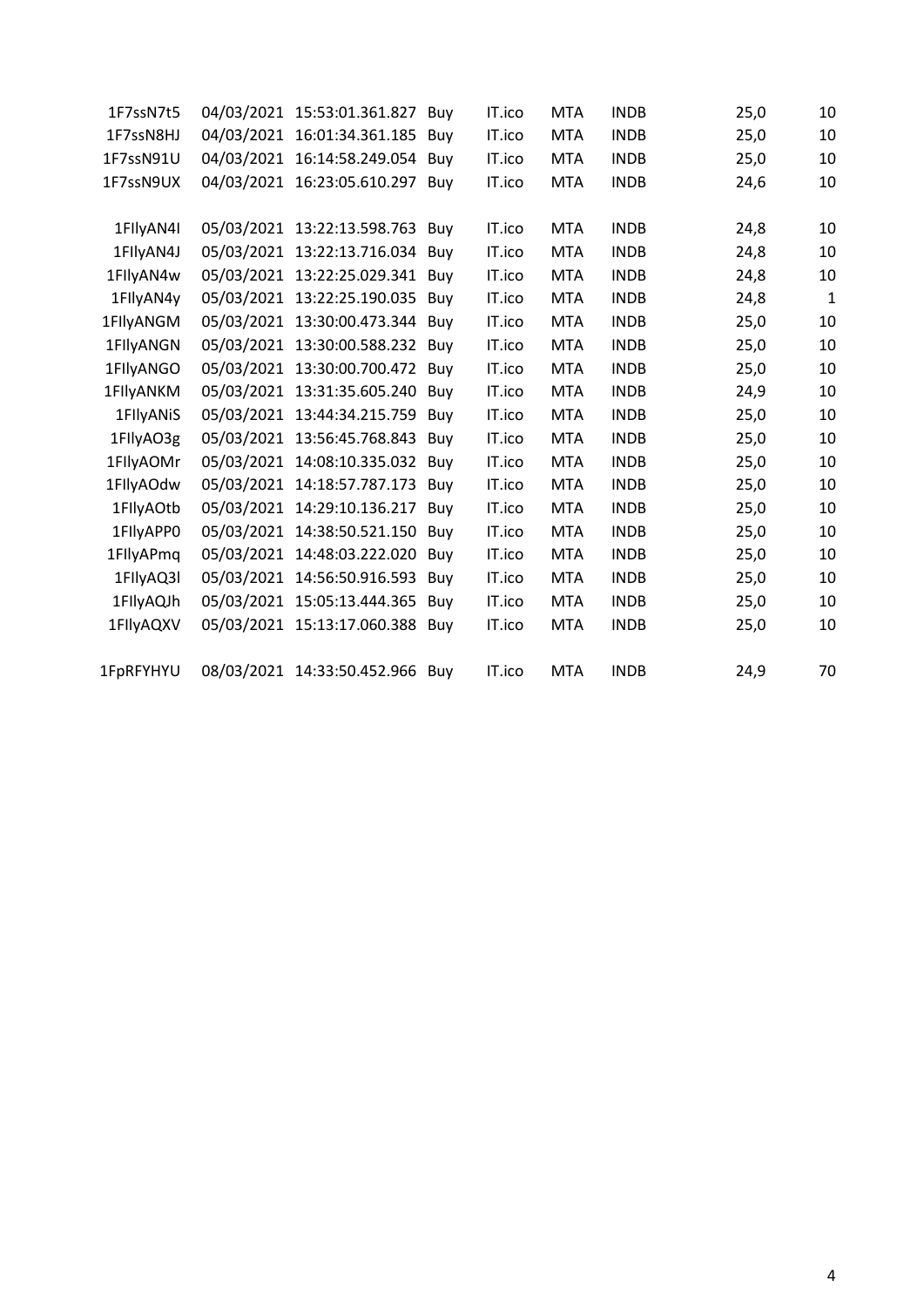| | | | | | | | | |
|---|---|---|---|---|---|---|---|---|
| 1F7ssN7t5 | 04/03/2021 | 15:53:01.361.827 | Buy | IT.ico | MTA | INDB | 25,0 | 10 |
| 1F7ssN8HJ | 04/03/2021 | 16:01:34.361.185 | Buy | IT.ico | MTA | INDB | 25,0 | 10 |
| 1F7ssN91U | 04/03/2021 | 16:14:58.249.054 | Buy | IT.ico | MTA | INDB | 25,0 | 10 |
| 1F7ssN9UX | 04/03/2021 | 16:23:05.610.297 | Buy | IT.ico | MTA | INDB | 24,6 | 10 |
| | | | | | | | | |
| 1FllyAN4I | 05/03/2021 | 13:22:13.598.763 | Buy | IT.ico | MTA | INDB | 24,8 | 10 |
| 1FllyAN4J | 05/03/2021 | 13:22:13.716.034 | Buy | IT.ico | MTA | INDB | 24,8 | 10 |
| 1FllyAN4w | 05/03/2021 | 13:22:25.029.341 | Buy | IT.ico | MTA | INDB | 24,8 | 10 |
| 1FllyAN4y | 05/03/2021 | 13:22:25.190.035 | Buy | IT.ico | MTA | INDB | 24,8 | 1 |
| 1FllyANGM | 05/03/2021 | 13:30:00.473.344 | Buy | IT.ico | MTA | INDB | 25,0 | 10 |
| 1FllyANGN | 05/03/2021 | 13:30:00.588.232 | Buy | IT.ico | MTA | INDB | 25,0 | 10 |
| 1FllyANGO | 05/03/2021 | 13:30:00.700.472 | Buy | IT.ico | MTA | INDB | 25,0 | 10 |
| 1FllyANKM | 05/03/2021 | 13:31:35.605.240 | Buy | IT.ico | MTA | INDB | 24,9 | 10 |
| 1FllyANiS | 05/03/2021 | 13:44:34.215.759 | Buy | IT.ico | MTA | INDB | 25,0 | 10 |
| 1FllyAO3g | 05/03/2021 | 13:56:45.768.843 | Buy | IT.ico | MTA | INDB | 25,0 | 10 |
| 1FllyAOMr | 05/03/2021 | 14:08:10.335.032 | Buy | IT.ico | MTA | INDB | 25,0 | 10 |
| 1FllyAOdw | 05/03/2021 | 14:18:57.787.173 | Buy | IT.ico | MTA | INDB | 25,0 | 10 |
| 1FllyAOtb | 05/03/2021 | 14:29:10.136.217 | Buy | IT.ico | MTA | INDB | 25,0 | 10 |
| 1FllyAPP0 | 05/03/2021 | 14:38:50.521.150 | Buy | IT.ico | MTA | INDB | 25,0 | 10 |
| 1FllyAPmq | 05/03/2021 | 14:48:03.222.020 | Buy | IT.ico | MTA | INDB | 25,0 | 10 |
| 1FllyAQ3l | 05/03/2021 | 14:56:50.916.593 | Buy | IT.ico | MTA | INDB | 25,0 | 10 |
| 1FllyAQJh | 05/03/2021 | 15:05:13.444.365 | Buy | IT.ico | MTA | INDB | 25,0 | 10 |
| 1FllyAQXV | 05/03/2021 | 15:13:17.060.388 | Buy | IT.ico | MTA | INDB | 25,0 | 10 |
| | | | | | | | | |
| 1FpRFYHYU | 08/03/2021 | 14:33:50.452.966 | Buy | IT.ico | MTA | INDB | 24,9 | 70 |